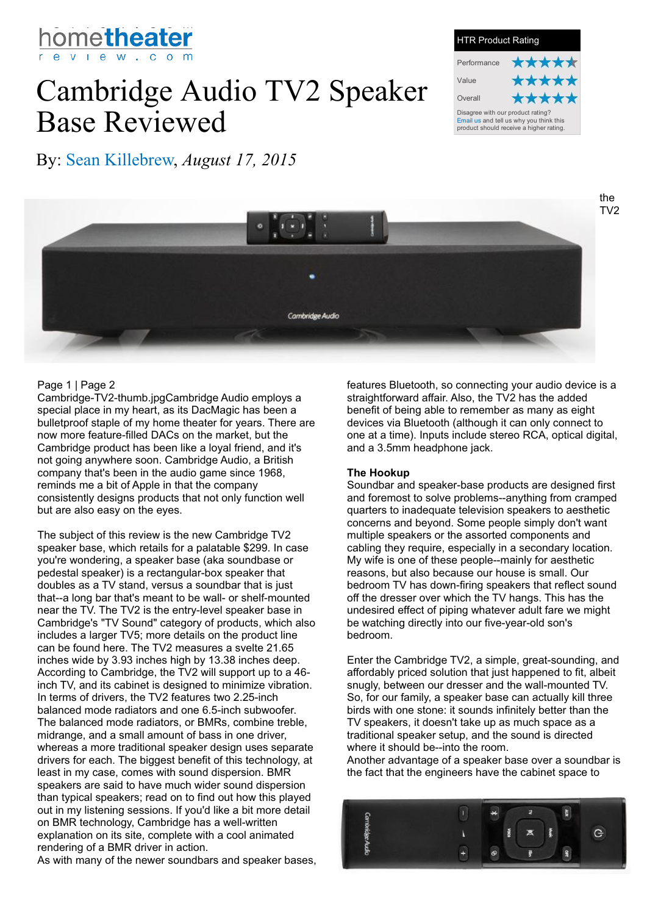# Cambridge Audio TV2 Speaker Base Reviewed

By: Sean Killebrew, *August 17, 2015*

| HTR Product Rating | |
| --- | --- |
| Performance | ★★★★★ |
| Value | ★★★★★ |
| Overall | ★★★★★ |

Disagree with our product rating? Email us and tell us why you think this product should receive a higher rating.

the TV2

Page 1 | Page 2

Cambridge-TV2-thumb.jpgCambridge Audio employs a special place in my heart, as its DacMagic has been a bulletproof staple of my home theater for years. There are now more feature-filled DACs on the market, but the Cambridge product has been like a loyal friend, and it's not going anywhere soon. Cambridge Audio, a British company that's been in the audio game since 1968, reminds me a bit of Apple in that the company consistently designs products that not only function well but are also easy on the eyes.

The subject of this review is the new Cambridge TV2 speaker base, which retails for a palatable $299. In case you're wondering, a speaker base (aka soundbase or pedestal speaker) is a rectangular-box speaker that doubles as a TV stand, versus a soundbar that is just that--a long bar that's meant to be wall- or shelf-mounted near the TV. The TV2 is the entry-level speaker base in Cambridge's "TV Sound" category of products, which also includes a larger TV5; more details on the product line can be found here. The TV2 measures a svelte 21.65 inches wide by 3.93 inches high by 13.38 inches deep. According to Cambridge, the TV2 will support up to a 46-inch TV, and its cabinet is designed to minimize vibration. In terms of drivers, the TV2 features two 2.25-inch balanced mode radiators and one 6.5-inch subwoofer. The balanced mode radiators, or BMRs, combine treble, midrange, and a small amount of bass in one driver, whereas a more traditional speaker design uses separate drivers for each. The biggest benefit of this technology, at least in my case, comes with sound dispersion. BMR speakers are said to have much wider sound dispersion than typical speakers; read on to find out how this played out in my listening sessions. If you'd like a bit more detail on BMR technology, Cambridge has a well-written explanation on its site, complete with a cool animated rendering of a BMR driver in action.

As with many of the newer soundbars and speaker bases, features Bluetooth, so connecting your audio device is a straightforward affair. Also, the TV2 has the added benefit of being able to remember as many as eight devices via Bluetooth (although it can only connect to one at a time). Inputs include stereo RCA, optical digital, and a 3.5mm headphone jack.

**The Hookup**

Soundbar and speaker-base products are designed first and foremost to solve problems--anything from cramped quarters to inadequate television speakers to aesthetic concerns and beyond. Some people simply don't want multiple speakers or the assorted components and cabling they require, especially in a secondary location. My wife is one of these people--mainly for aesthetic reasons, but also because our house is small. Our bedroom TV has down-firing speakers that reflect sound off the dresser over which the TV hangs. This has the undesired effect of piping whatever adult fare we might be watching directly into our five-year-old son's bedroom.

Enter the Cambridge TV2, a simple, great-sounding, and affordably priced solution that just happened to fit, albeit snugly, between our dresser and the wall-mounted TV. So, for our family, a speaker base can actually kill three birds with one stone: it sounds infinitely better than the TV speakers, it doesn't take up as much space as a traditional speaker setup, and the sound is directed where it should be--into the room.

Another advantage of a speaker base over a soundbar is the fact that the engineers have the cabinet space to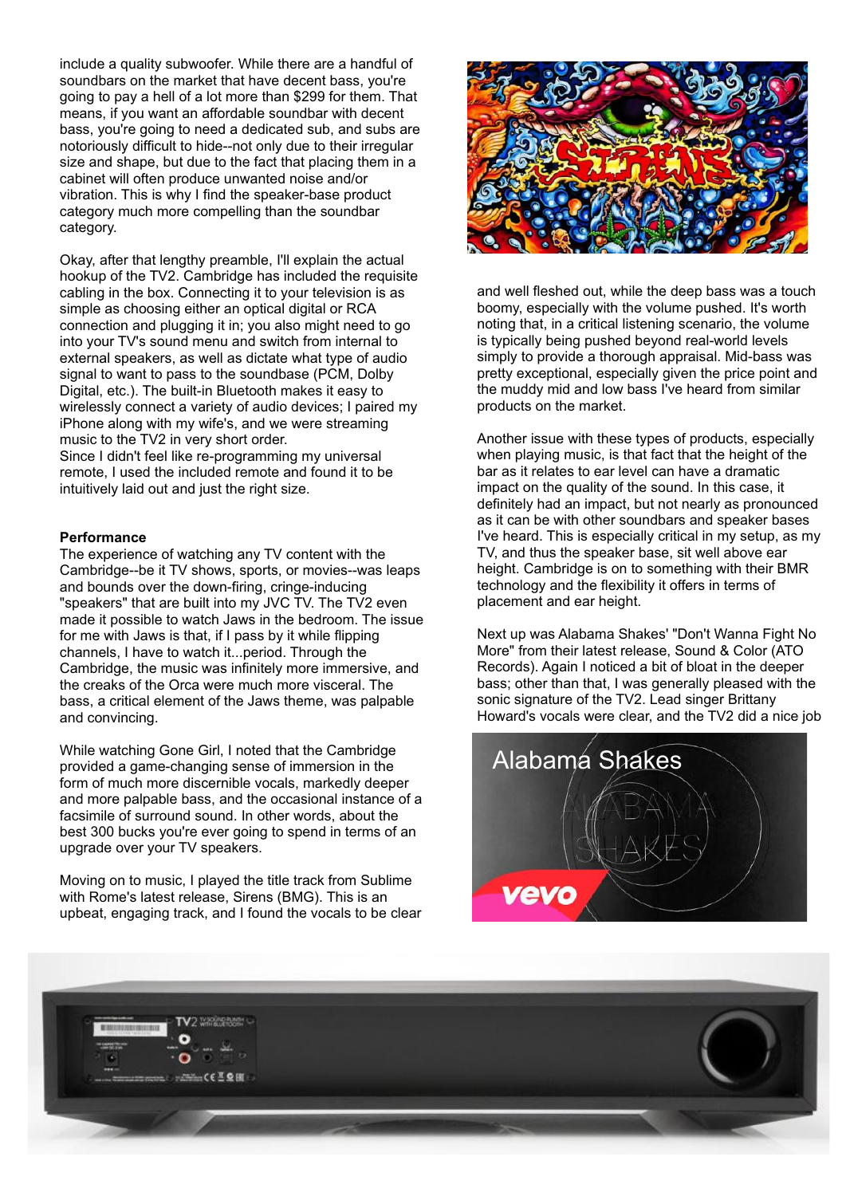include a quality subwoofer. While there are a handful of soundbars on the market that have decent bass, you're going to pay a hell of a lot more than $299 for them. That means, if you want an affordable soundbar with decent bass, you're going to need a dedicated sub, and subs are notoriously difficult to hide--not only due to their irregular size and shape, but due to the fact that placing them in a cabinet will often produce unwanted noise and/or vibration. This is why I find the speaker-base product category much more compelling than the soundbar category.

Okay, after that lengthy preamble, I'll explain the actual hookup of the TV2. Cambridge has included the requisite cabling in the box. Connecting it to your television is as simple as choosing either an optical digital or RCA connection and plugging it in; you also might need to go into your TV's sound menu and switch from internal to external speakers, as well as dictate what type of audio signal to want to pass to the soundbase (PCM, Dolby Digital, etc.). The built-in Bluetooth makes it easy to wirelessly connect a variety of audio devices; I paired my iPhone along with my wife's, and we were streaming music to the TV2 in very short order.
Since I didn't feel like re-programming my universal remote, I used the included remote and found it to be intuitively laid out and just the right size.

**Performance**
The experience of watching any TV content with the Cambridge--be it TV shows, sports, or movies--was leaps and bounds over the down-firing, cringe-inducing "speakers" that are built into my JVC TV. The TV2 even made it possible to watch Jaws in the bedroom. The issue for me with Jaws is that, if I pass by it while flipping channels, I have to watch it...period. Through the Cambridge, the music was infinitely more immersive, and the creaks of the Orca were much more visceral. The bass, a critical element of the Jaws theme, was palpable and convincing.

While watching Gone Girl, I noted that the Cambridge provided a game-changing sense of immersion in the form of much more discernible vocals, markedly deeper and more palpable bass, and the occasional instance of a facsimile of surround sound. In other words, about the best 300 bucks you're ever going to spend in terms of an upgrade over your TV speakers.

Moving on to music, I played the title track from Sublime with Rome's latest release, Sirens (BMG). This is an upbeat, engaging track, and I found the vocals to be clear and well fleshed out, while the deep bass was a touch boomy, especially with the volume pushed. It's worth noting that, in a critical listening scenario, the volume is typically being pushed beyond real-world levels simply to provide a thorough appraisal. Mid-bass was pretty exceptional, especially given the price point and the muddy mid and low bass I've heard from similar products on the market.

Another issue with these types of products, especially when playing music, is that fact that the height of the bar as it relates to ear level can have a dramatic impact on the quality of the sound. In this case, it definitely had an impact, but not nearly as pronounced as it can be with other soundbars and speaker bases I've heard. This is especially critical in my setup, as my TV, and thus the speaker base, sit well above ear height. Cambridge is on to something with their BMR technology and the flexibility it offers in terms of placement and ear height.

Next up was Alabama Shakes' "Don't Wanna Fight No More" from their latest release, Sound & Color (ATO Records). Again I noticed a bit of bloat in the deeper bass; other than that, I was generally pleased with the sonic signature of the TV2. Lead singer Brittany Howard's vocals were clear, and the TV2 did a nice job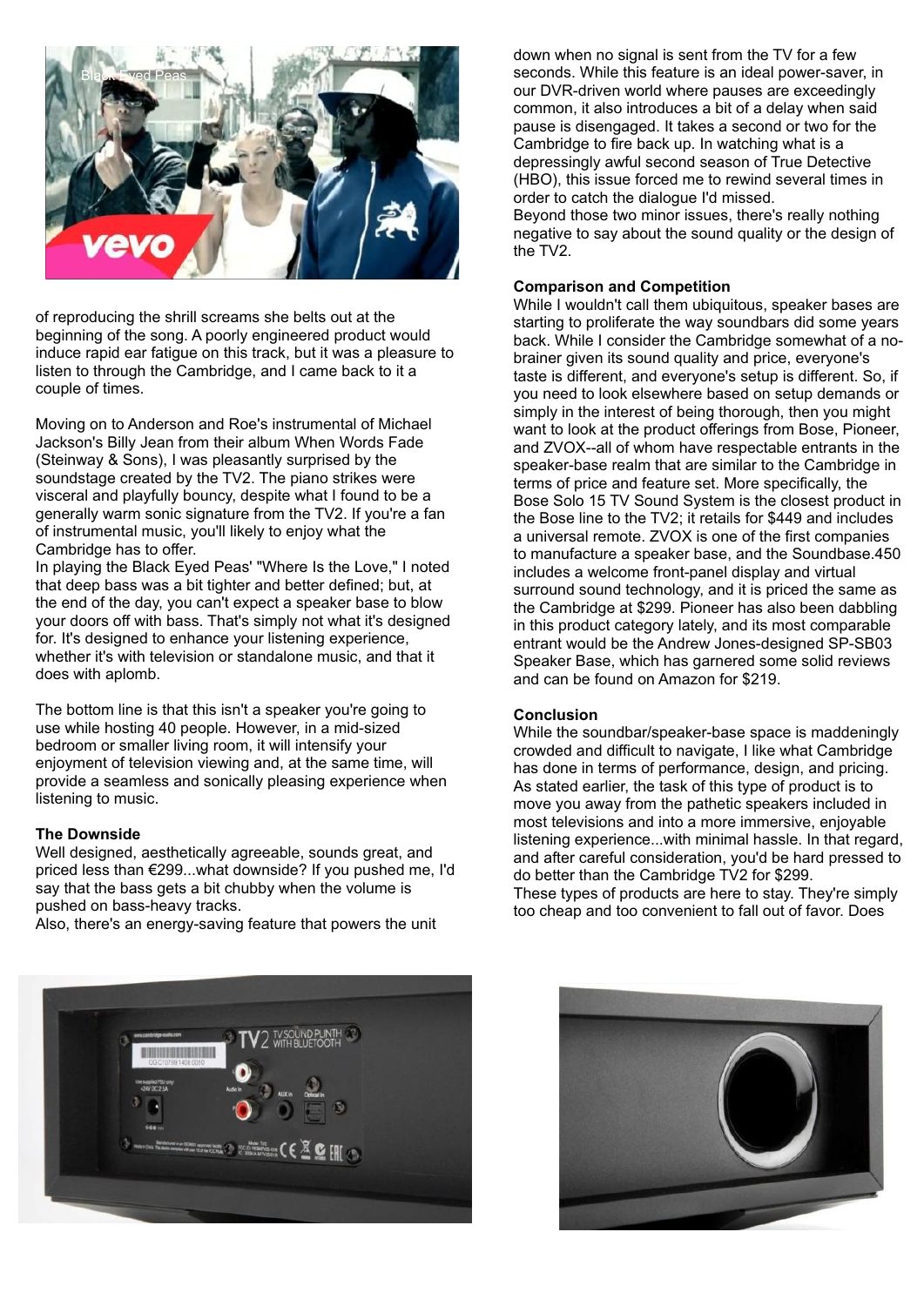of reproducing the shrill screams she belts out at the beginning of the song. A poorly engineered product would induce rapid ear fatigue on this track, but it was a pleasure to listen to through the Cambridge, and I came back to it a couple of times.

Moving on to Anderson and Roe's instrumental of Michael Jackson's Billy Jean from their album When Words Fade (Steinway & Sons), I was pleasantly surprised by the soundstage created by the TV2. The piano strikes were visceral and playfully bouncy, despite what I found to be a generally warm sonic signature from the TV2. If you're a fan of instrumental music, you'll likely to enjoy what the Cambridge has to offer.
In playing the Black Eyed Peas' "Where Is the Love," I noted that deep bass was a bit tighter and better defined; but, at the end of the day, you can't expect a speaker base to blow your doors off with bass. That's simply not what it's designed for. It's designed to enhance your listening experience, whether it's with television or standalone music, and that it does with aplomb.

The bottom line is that this isn't a speaker you're going to use while hosting 40 people. However, in a mid-sized bedroom or smaller living room, it will intensify your enjoyment of television viewing and, at the same time, will provide a seamless and sonically pleasing experience when listening to music.

**The Downside**
Well designed, aesthetically agreeable, sounds great, and priced less than €299...what downside? If you pushed me, I'd say that the bass gets a bit chubby when the volume is pushed on bass-heavy tracks.
Also, there's an energy-saving feature that powers the unit down when no signal is sent from the TV for a few seconds. While this feature is an ideal power-saver, in our DVR-driven world where pauses are exceedingly common, it also introduces a bit of a delay when said pause is disengaged. It takes a second or two for the Cambridge to fire back up. In watching what is a depressingly awful second season of True Detective (HBO), this issue forced me to rewind several times in order to catch the dialogue I'd missed.
Beyond those two minor issues, there's really nothing negative to say about the sound quality or the design of the TV2.

**Comparison and Competition**
While I wouldn't call them ubiquitous, speaker bases are starting to proliferate the way soundbars did some years back. While I consider the Cambridge somewhat of a no-brainer given its sound quality and price, everyone's taste is different, and everyone's setup is different. So, if you need to look elsewhere based on setup demands or simply in the interest of being thorough, then you might want to look at the product offerings from Bose, Pioneer, and ZVOX--all of whom have respectable entrants in the speaker-base realm that are similar to the Cambridge in terms of price and feature set. More specifically, the Bose Solo 15 TV Sound System is the closest product in the Bose line to the TV2; it retails for $449 and includes a universal remote. ZVOX is one of the first companies to manufacture a speaker base, and the Soundbase.450 includes a welcome front-panel display and virtual surround sound technology, and it is priced the same as the Cambridge at $299. Pioneer has also been dabbling in this product category lately, and its most comparable entrant would be the Andrew Jones-designed SP-SB03 Speaker Base, which has garnered some solid reviews and can be found on Amazon for $219.

**Conclusion**
While the soundbar/speaker-base space is maddeningly crowded and difficult to navigate, I like what Cambridge has done in terms of performance, design, and pricing. As stated earlier, the task of this type of product is to move you away from the pathetic speakers included in most televisions and into a more immersive, enjoyable listening experience...with minimal hassle. In that regard, and after careful consideration, you'd be hard pressed to do better than the Cambridge TV2 for $299.
These types of products are here to stay. They're simply too cheap and too convenient to fall out of favor. Does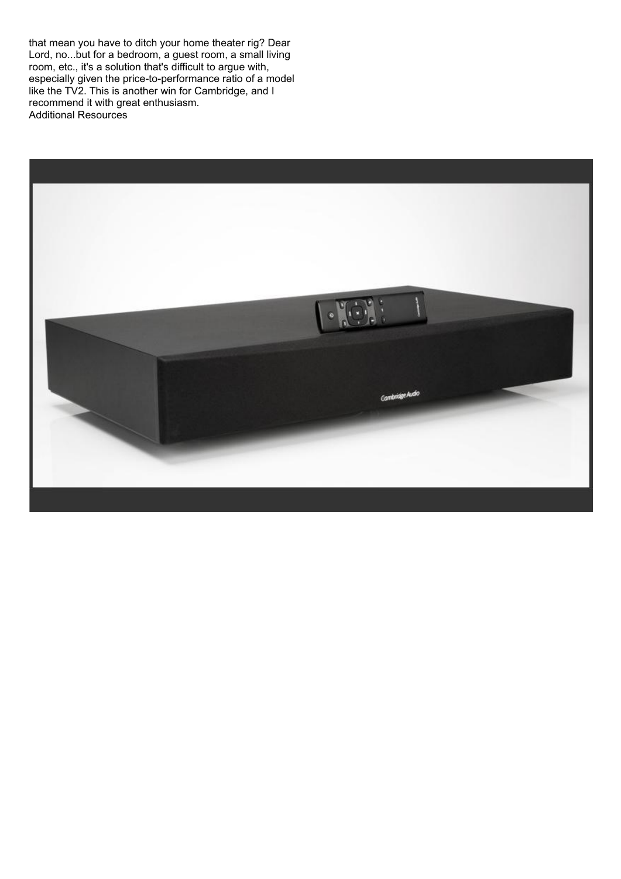that mean you have to ditch your home theater rig? Dear Lord, no...but for a bedroom, a guest room, a small living room, etc., it's a solution that's difficult to argue with, especially given the price-to-performance ratio of a model like the TV2. This is another win for Cambridge, and I recommend it with great enthusiasm.

Additional Resources